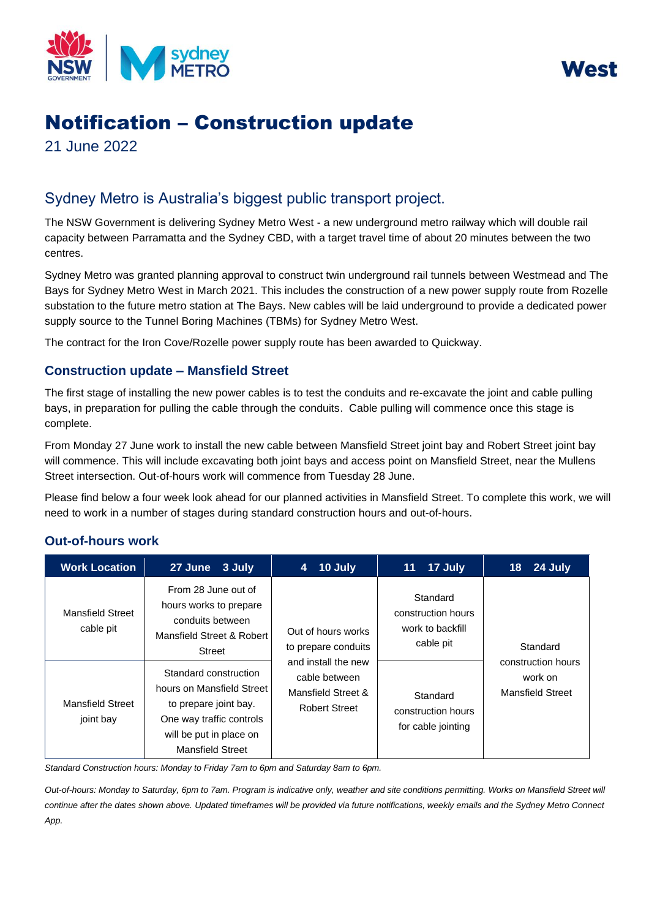West

# Notification – Construction update

21 June 2022

## Sydney Metro is Australia's biggest public transport project.

The NSW Government is delivering Sydney Metro West - a new underground metro railway which will double rail capacity between Parramatta and the Sydney CBD, with a target travel time of about 20 minutes between the two centres.

Sydney Metro was granted planning approval to construct twin underground rail tunnels between Westmead and The Bays for Sydney Metro West in March 2021. This includes the construction of a new power supply route from Rozelle substation to the future metro station at The Bays. New cables will be laid underground to provide a dedicated power supply source to the Tunnel Boring Machines (TBMs) for Sydney Metro West.

The contract for the Iron Cove/Rozelle power supply route has been awarded to Quickway.

### Construction update – Mansfield Street

The first stage of installing the new power cables is to test the conduits and re-excavate the joint and cable pulling bays, in preparation for pulling the cable through the conduits. Cable pulling will commence once this stage is complete.

From Monday 27 June work to install the new cable between Mansfield Street joint bay and Robert Street joint bay will commence. This will include excavating both joint bays and access point on Mansfield Street, near the Mullens Street intersection. Out-of-hours work will commence from Tuesday 28 June.

Please find below a four week look ahead for our planned activities in Mansfield Street. To complete this work, we will need to work in a number of stages during standard construction hours and out-of-hours.

### Out-of-hours work

| Work Location | 27 June 3 July | 4 10 July | 11 17 July | 18 24 July |
|---|---|---|---|---|
| Mansfield Street cable pit | From 28 June out of hours works to prepare conduits between Mansfield Street & Robert Street | Out of hours works to prepare conduits and install the new cable between Mansfield Street & Robert Street | Standard construction hours work to backfill cable pit | Standard construction hours work on Mansfield Street |
| Mansfield Street joint bay | Standard construction hours on Mansfield Street to prepare joint bay. One way traffic controls will be put in place on Mansfield Street | | Standard construction hours for cable jointing | |

*Standard Construction hours: Monday to Friday 7am to 6pm and Saturday 8am to 6pm.*

*Out-of-hours: Monday to Saturday, 6pm to 7am. Program is indicative only, weather and site conditions permitting. Works on Mansfield Street will continue after the dates shown above. Updated timeframes will be provided via future notifications, weekly emails and the Sydney Metro Connect App.*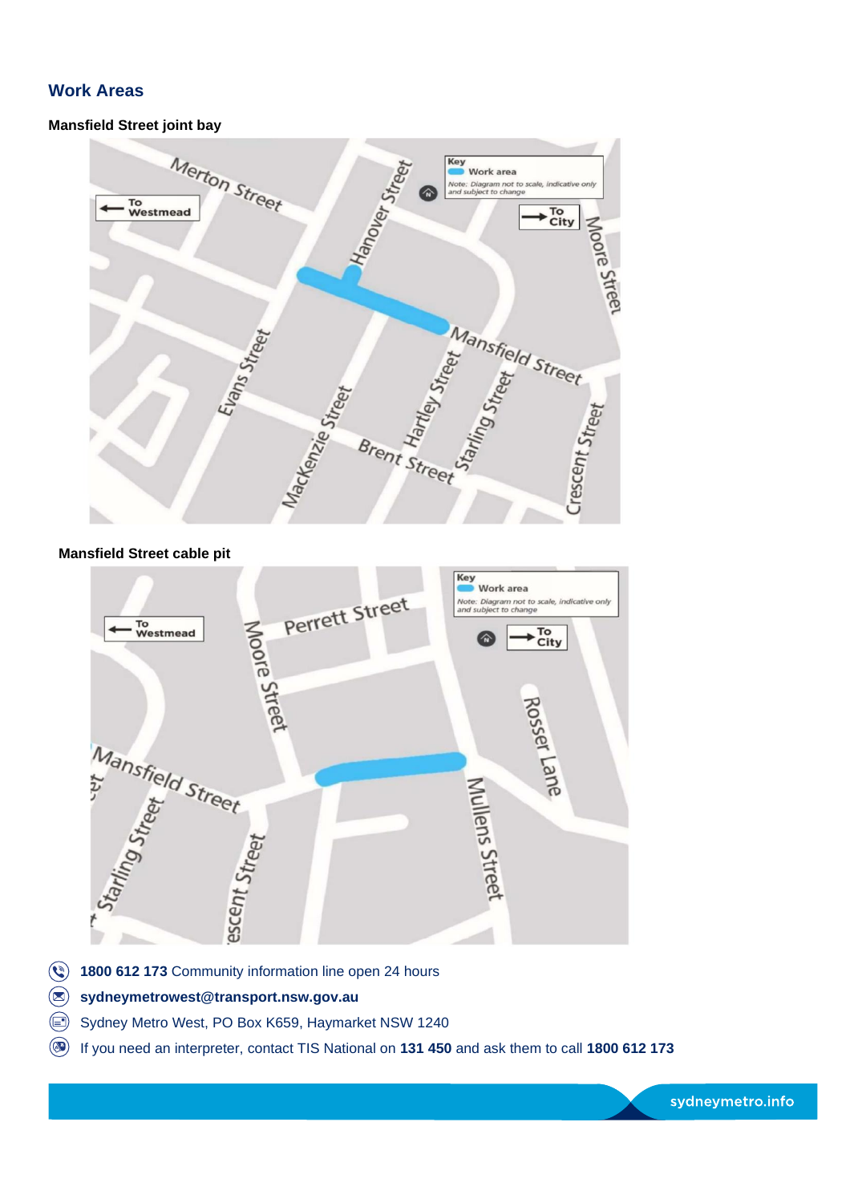## Work Areas

**Mansfield Street joint bay**

**Mansfield Street cable pit**

**1800 612 173** Community information line open 24 hours

**sydneymetrowest@transport.nsw.gov.au**

Sydney Metro West, PO Box K659, Haymarket NSW 1240

If you need an interpreter, contact TIS National on **131 450** and ask them to call **1800 612 173**

sydneymetro.info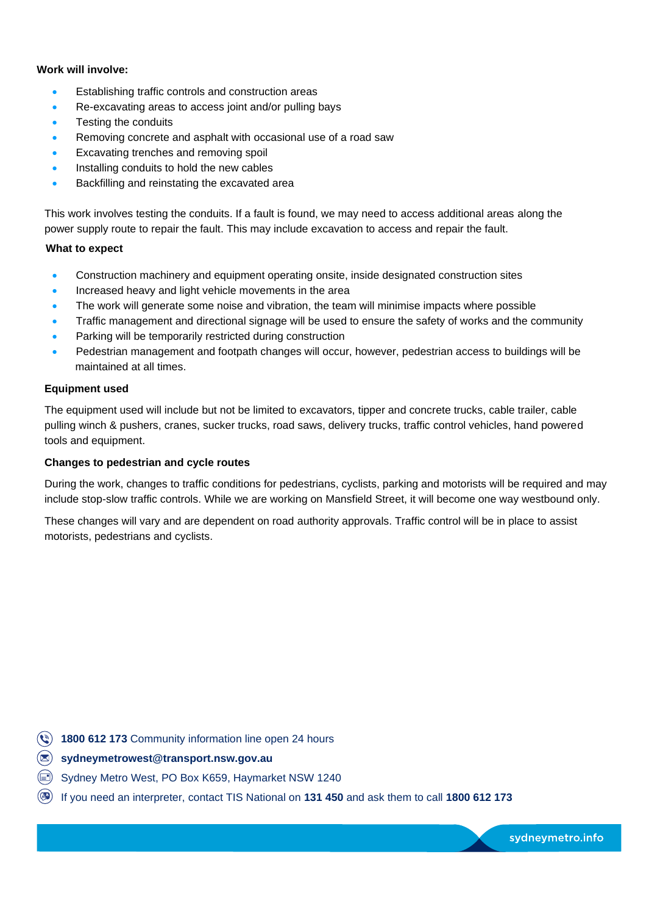**Work will involve:**

- Establishing traffic controls and construction areas
- Re-excavating areas to access joint and/or pulling bays
- Testing the conduits
- Removing concrete and asphalt with occasional use of a road saw
- Excavating trenches and removing spoil
- Installing conduits to hold the new cables
- Backfilling and reinstating the excavated area

This work involves testing the conduits. If a fault is found, we may need to access additional areas along the power supply route to repair the fault. This may include excavation to access and repair the fault.

**What to expect**

- Construction machinery and equipment operating onsite, inside designated construction sites
- Increased heavy and light vehicle movements in the area
- The work will generate some noise and vibration, the team will minimise impacts where possible
- Traffic management and directional signage will be used to ensure the safety of works and the community
- Parking will be temporarily restricted during construction
- Pedestrian management and footpath changes will occur, however, pedestrian access to buildings will be maintained at all times.

**Equipment used**

The equipment used will include but not be limited to excavators, tipper and concrete trucks, cable trailer, cable pulling winch & pushers, cranes, sucker trucks, road saws, delivery trucks, traffic control vehicles, hand powered tools and equipment.

**Changes to pedestrian and cycle routes**

During the work, changes to traffic conditions for pedestrians, cyclists, parking and motorists will be required and may include stop-slow traffic controls. While we are working on Mansfield Street, it will become one way westbound only.

These changes will vary and are dependent on road authority approvals. Traffic control will be in place to assist motorists, pedestrians and cyclists.

**1800 612 173** Community information line open 24 hours

**sydneymetrowest@transport.nsw.gov.au**

Sydney Metro West, PO Box K659, Haymarket NSW 1240

If you need an interpreter, contact TIS National on **131 450** and ask them to call **1800 612 173**

sydneymetro.info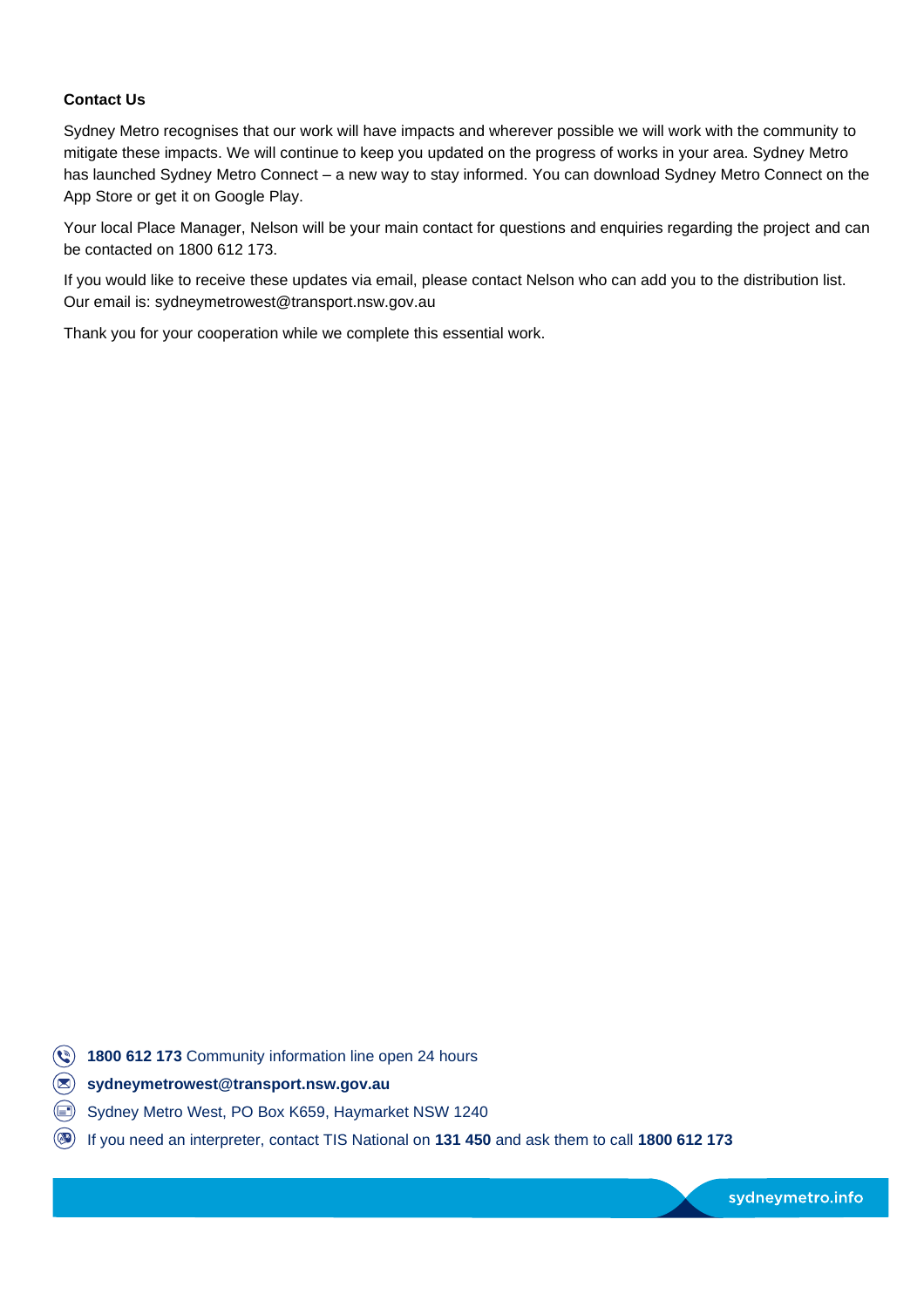**Contact Us**

Sydney Metro recognises that our work will have impacts and wherever possible we will work with the community to mitigate these impacts. We will continue to keep you updated on the progress of works in your area. Sydney Metro has launched Sydney Metro Connect – a new way to stay informed. You can download Sydney Metro Connect on the App Store or get it on Google Play.

Your local Place Manager, Nelson will be your main contact for questions and enquiries regarding the project and can be contacted on 1800 612 173.

If you would like to receive these updates via email, please contact Nelson who can add you to the distribution list. Our email is: sydneymetrowest@transport.nsw.gov.au

Thank you for your cooperation while we complete this essential work.

**1800 612 173** Community information line open 24 hours

**sydneymetrowest@transport.nsw.gov.au**

Sydney Metro West, PO Box K659, Haymarket NSW 1240

If you need an interpreter, contact TIS National on **131 450** and ask them to call **1800 612 173**

sydneymetro.info